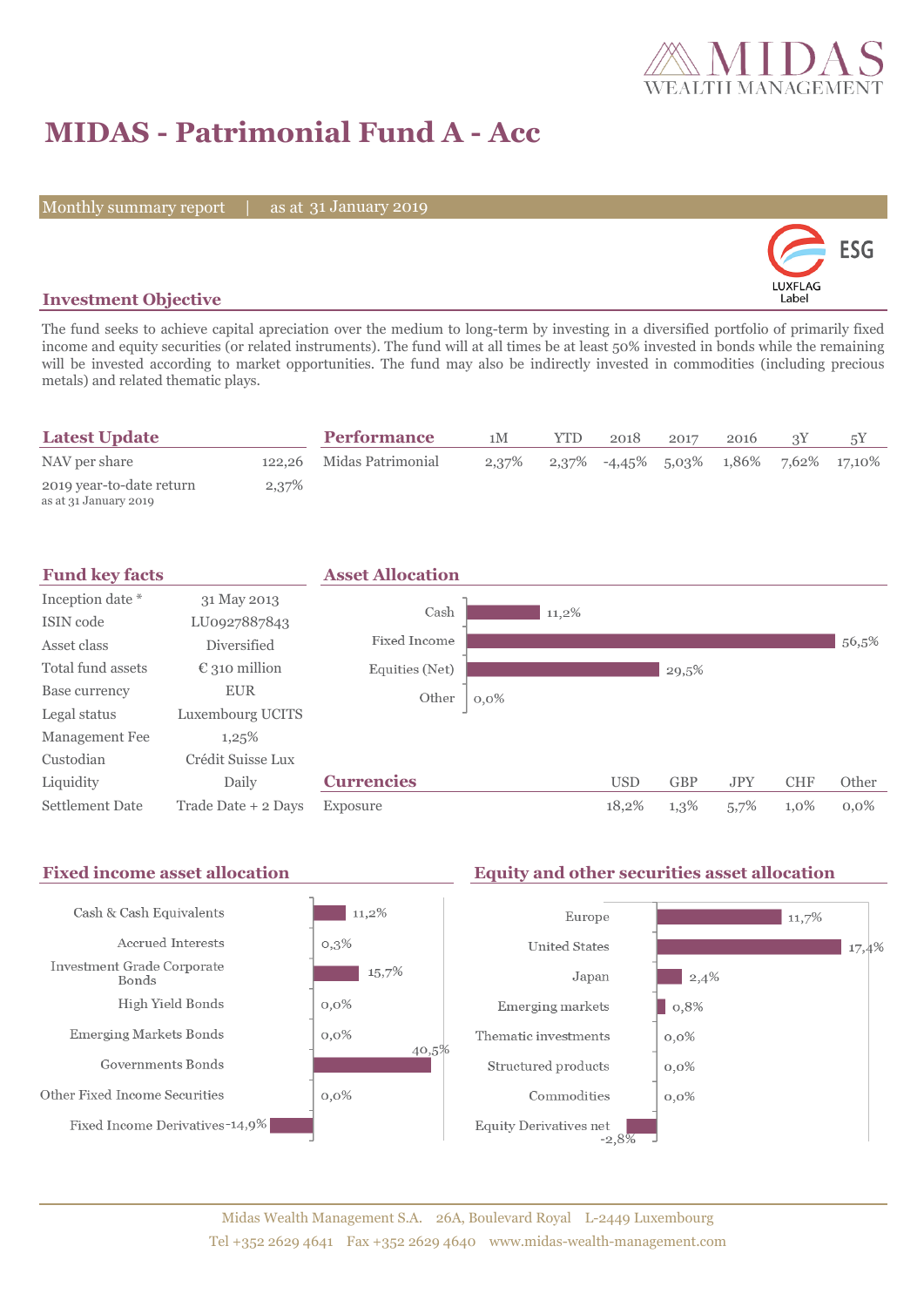# MIDAS - Patrimonial Fund A - Acc

Monthly summary report | as at 31 January 2019

## Investment Objective

The fund seeks to achieve capital apreciation over the medium to long-term by investing in a diversified portfolio of primarily fixed income and equity securities (or related instruments). The fund will at all times be at least 50% invested in bonds while the remaining will be invested according to market opportunities. The fund may also be indirectly invested in commodities (including precious metals) and related thematic plays.

## Latest Update

| | |
|---|---|
| NAV per share | 122,26 |
| 2019 year-to-date return<br>as at 31 January 2019 | 2,37% |

## Performance

| | 1M | YTD | 2018 | 2017 | 2016 | 3Y | 5Y |
|---|---|---|---|---|---|---|---|
| Midas Patrimonial | 2,37% | 2,37% | -4,45% | 5,03% | 1,86% | 7,62% | 17,10% |

## Fund key facts

| | |
|---|---|
| Inception date * | 31 May 2013 |
| ISIN code | LU0927887843 |
| Asset class | Diversified |
| Total fund assets | € 310 million |
| Base currency | EUR |
| Legal status | Luxembourg UCITS |
| Management Fee | 1,25% |
| Custodian | Crédit Suisse Lux |
| Liquidity | Daily |
| Settlement Date | Trade Date + 2 Days |

## Asset Allocation

| | |
|---|---|
| Cash | 11,2% |
| Fixed Income | 56,5% |
| Equities (Net) | 29,5% |
| Other | 0,0% |

## Currencies

| | USD | GBP | JPY | CHF | Other |
|---|---|---|---|---|---|
| Exposure | 18,2% | 1,3% | 5,7% | 1,0% | 0,0% |

## Fixed income asset allocation

| | |
|---|---|
| Cash & Cash Equivalents | 11,2% |
| Accrued Interests | 0,3% |
| Investment Grade Corporate Bonds | 15,7% |
| High Yield Bonds | 0,0% |
| Emerging Markets Bonds | 0,0% |
| Governments Bonds | 40,5% |
| Other Fixed Income Securities | 0,0% |
| Fixed Income Derivatives | -14,9% |

## Equity and other securities asset allocation

| | |
|---|---|
| Europe | 11,7% |
| United States | 17,4% |
| Japan | 2,4% |
| Emerging markets | 0,8% |
| Thematic investments | 0,0% |
| Structured products | 0,0% |
| Commodities | 0,0% |
| Equity Derivatives net | -2,8% |

Midas Wealth Management S.A. 26A, Boulevard Royal L-2449 Luxembourg
Tel +352 2629 4641 Fax +352 2629 4640 www.midas-wealth-management.com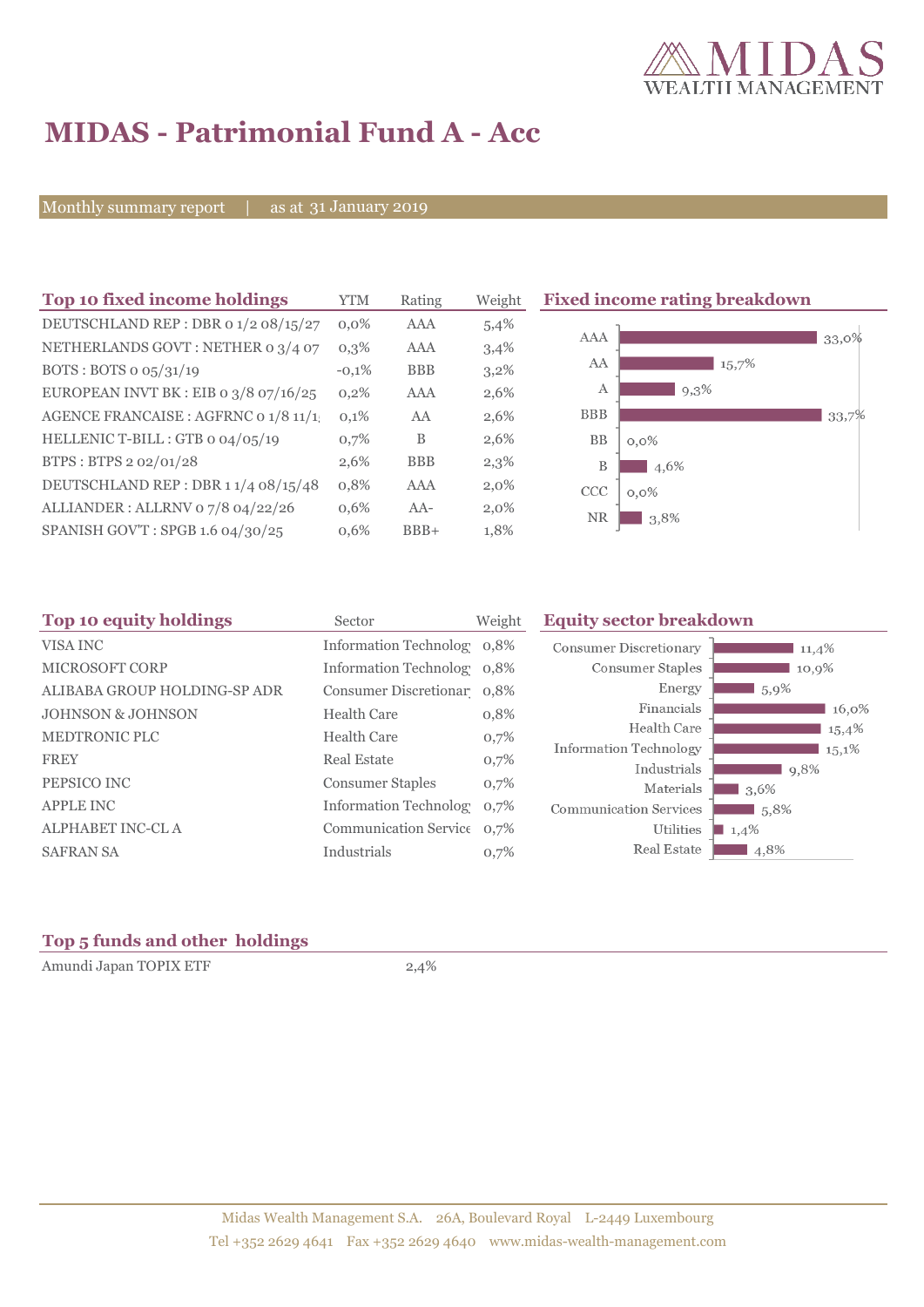# MIDAS - Patrimonial Fund A - Acc

Monthly summary report | as at 31 January 2019

## Top 10 fixed income holdings

| Top 10 fixed income holdings | YTM | Rating | Weight |
|---|---|---|---|
| DEUTSCHLAND REP : DBR 0 1/2 08/15/27 | 0,0% | AAA | 5,4% |
| NETHERLANDS GOVT : NETHER 0 3/4 07 | 0,3% | AAA | 3,4% |
| BOTS : BOTS 0 05/31/19 | -0,1% | BBB | 3,2% |
| EUROPEAN INVT BK : EIB 0 3/8 07/16/25 | 0,2% | AAA | 2,6% |
| AGENCE FRANCAISE : AGFRNC 0 1/8 11/1 | 0,1% | AA | 2,6% |
| HELLENIC T-BILL : GTB 0 04/05/19 | 0,7% | B | 2,6% |
| BTPS : BTPS 2 02/01/28 | 2,6% | BBB | 2,3% |
| DEUTSCHLAND REP : DBR 1 1/4 08/15/48 | 0,8% | AAA | 2,0% |
| ALLIANDER : ALLRNV 0 7/8 04/22/26 | 0,6% | AA- | 2,0% |
| SPANISH GOV'T : SPGB 1.6 04/30/25 | 0,6% | BBB+ | 1,8% |

## Fixed income rating breakdown

| Rating | Weight |
|---|---|
| AAA | 33,0% |
| AA | 15,7% |
| A | 9,3% |
| BBB | 33,7% |
| BB | 0,0% |
| B | 4,6% |
| CCC | 0,0% |
| NR | 3,8% |

## Top 10 equity holdings

| Top 10 equity holdings | Sector | Weight |
|---|---|---|
| VISA INC | Information Technolog | 0,8% |
| MICROSOFT CORP | Information Technolog | 0,8% |
| ALIBABA GROUP HOLDING-SP ADR | Consumer Discretionar | 0,8% |
| JOHNSON & JOHNSON | Health Care | 0,8% |
| MEDTRONIC PLC | Health Care | 0,7% |
| FREY | Real Estate | 0,7% |
| PEPSICO INC | Consumer Staples | 0,7% |
| APPLE INC | Information Technolog | 0,7% |
| ALPHABET INC-CL A | Communication Service | 0,7% |
| SAFRAN SA | Industrials | 0,7% |

## Equity sector breakdown

| Sector | Weight |
|---|---|
| Consumer Discretionary | 11,4% |
| Consumer Staples | 10,9% |
| Energy | 5,9% |
| Financials | 16,0% |
| Health Care | 15,4% |
| Information Technology | 15,1% |
| Industrials | 9,8% |
| Materials | 3,6% |
| Communication Services | 5,8% |
| Utilities | 1,4% |
| Real Estate | 4,8% |

## Top 5 funds and other holdings

| Holding | Weight |
|---|---|
| Amundi Japan TOPIX ETF | 2,4% |

Midas Wealth Management S.A. 26A, Boulevard Royal L-2449 Luxembourg
Tel +352 2629 4641 Fax +352 2629 4640 www.midas-wealth-management.com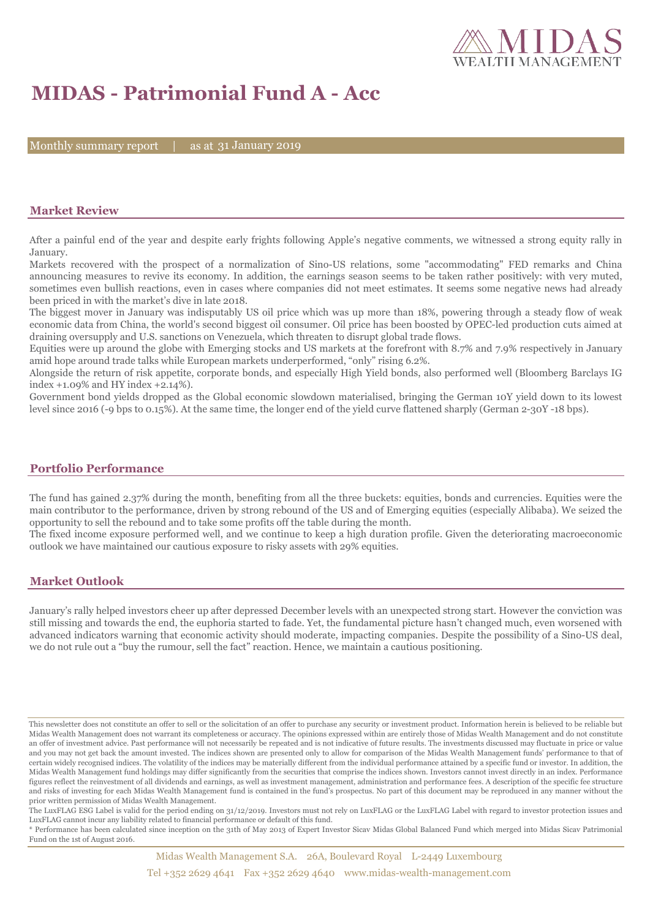# MIDAS - Patrimonial Fund A - Acc

Monthly summary report | as at 31 January 2019

## Market Review

After a painful end of the year and despite early frights following Apple's negative comments, we witnessed a strong equity rally in January.

Markets recovered with the prospect of a normalization of Sino-US relations, some "accommodating" FED remarks and China announcing measures to revive its economy. In addition, the earnings season seems to be taken rather positively: with very muted, sometimes even bullish reactions, even in cases where companies did not meet estimates. It seems some negative news had already been priced in with the market's dive in late 2018.

The biggest mover in January was indisputably US oil price which was up more than 18%, powering through a steady flow of weak economic data from China, the world's second biggest oil consumer. Oil price has been boosted by OPEC-led production cuts aimed at draining oversupply and U.S. sanctions on Venezuela, which threaten to disrupt global trade flows.

Equities were up around the globe with Emerging stocks and US markets at the forefront with 8.7% and 7.9% respectively in January amid hope around trade talks while European markets underperformed, "only" rising 6.2%.

Alongside the return of risk appetite, corporate bonds, and especially High Yield bonds, also performed well (Bloomberg Barclays IG index +1.09% and HY index +2.14%).

Government bond yields dropped as the Global economic slowdown materialised, bringing the German 10Y yield down to its lowest level since 2016 (-9 bps to 0.15%). At the same time, the longer end of the yield curve flattened sharply (German 2-30Y -18 bps).

## Portfolio Performance

The fund has gained 2.37% during the month, benefiting from all the three buckets: equities, bonds and currencies. Equities were the main contributor to the performance, driven by strong rebound of the US and of Emerging equities (especially Alibaba). We seized the opportunity to sell the rebound and to take some profits off the table during the month.

The fixed income exposure performed well, and we continue to keep a high duration profile. Given the deteriorating macroeconomic outlook we have maintained our cautious exposure to risky assets with 29% equities.

## Market Outlook

January's rally helped investors cheer up after depressed December levels with an unexpected strong start. However the conviction was still missing and towards the end, the euphoria started to fade. Yet, the fundamental picture hasn't changed much, even worsened with advanced indicators warning that economic activity should moderate, impacting companies. Despite the possibility of a Sino-US deal, we do not rule out a "buy the rumour, sell the fact" reaction. Hence, we maintain a cautious positioning.

This newsletter does not constitute an offer to sell or the solicitation of an offer to purchase any security or investment product. Information herein is believed to be reliable but Midas Wealth Management does not warrant its completeness or accuracy. The opinions expressed within are entirely those of Midas Wealth Management and do not constitute an offer of investment advice. Past performance will not necessarily be repeated and is not indicative of future results. The investments discussed may fluctuate in price or value and you may not get back the amount invested. The indices shown are presented only to allow for comparison of the Midas Wealth Management funds' performance to that of certain widely recognised indices. The volatility of the indices may be materially different from the individual performance attained by a specific fund or investor. In addition, the Midas Wealth Management fund holdings may differ significantly from the securities that comprise the indices shown. Investors cannot invest directly in an index. Performance figures reflect the reinvestment of all dividends and earnings, as well as investment management, administration and performance fees. A description of the specific fee structure and risks of investing for each Midas Wealth Management fund is contained in the fund's prospectus. No part of this document may be reproduced in any manner without the prior written permission of Midas Wealth Management.

The LuxFLAG ESG Label is valid for the period ending on 31/12/2019. Investors must not rely on LuxFLAG or the LuxFLAG Label with regard to investor protection issues and LuxFLAG cannot incur any liability related to financial performance or default of this fund.

* Performance has been calculated since inception on the 31th of May 2013 of Expert Investor Sicav Midas Global Balanced Fund which merged into Midas Sicav Patrimonial Fund on the 1st of August 2016.

Midas Wealth Management S.A. 26A, Boulevard Royal L-2449 Luxembourg

Tel +352 2629 4641 Fax +352 2629 4640 www.midas-wealth-management.com